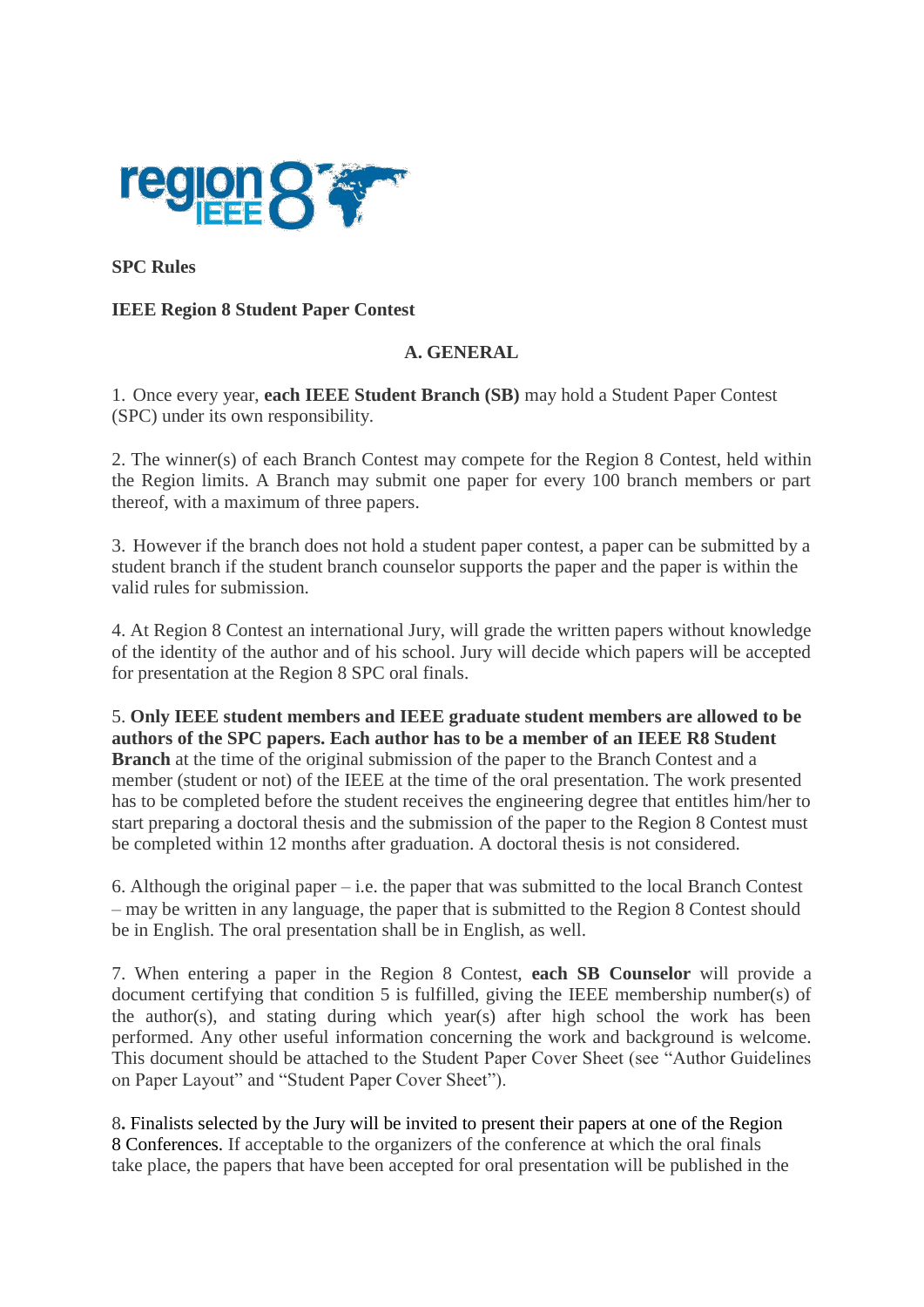**SPC Rules**

**IEEE Region 8 Student Paper Contest**

## A. GENERAL

1. Once every year, **each IEEE Student Branch (SB)** may hold a Student Paper Contest (SPC) under its own responsibility.

2. The winner(s) of each Branch Contest may compete for the Region 8 Contest, held within the Region limits. A Branch may submit one paper for every 100 branch members or part thereof, with a maximum of three papers.

3. However if the branch does not hold a student paper contest, a paper can be submitted by a student branch if the student branch counselor supports the paper and the paper is within the valid rules for submission.

4. At Region 8 Contest an international Jury, will grade the written papers without knowledge of the identity of the author and of his school. Jury will decide which papers will be accepted for presentation at the Region 8 SPC oral finals.

5. **Only IEEE student members and IEEE graduate student members are allowed to be authors of the SPC papers. Each author has to be a member of an IEEE R8 Student Branch** at the time of the original submission of the paper to the Branch Contest and a member (student or not) of the IEEE at the time of the oral presentation. The work presented has to be completed before the student receives the engineering degree that entitles him/her to start preparing a doctoral thesis and the submission of the paper to the Region 8 Contest must be completed within 12 months after graduation. A doctoral thesis is not considered.

6. Although the original paper – i.e. the paper that was submitted to the local Branch Contest – may be written in any language, the paper that is submitted to the Region 8 Contest should be in English. The oral presentation shall be in English, as well.

7. When entering a paper in the Region 8 Contest, **each SB Counselor** will provide a document certifying that condition 5 is fulfilled, giving the IEEE membership number(s) of the author(s), and stating during which year(s) after high school the work has been performed. Any other useful information concerning the work and background is welcome. This document should be attached to the Student Paper Cover Sheet (see "Author Guidelines on Paper Layout" and "Student Paper Cover Sheet").

8**.** Finalists selected by the Jury will be invited to present their papers at one of the Region 8 Conferences. If acceptable to the organizers of the conference at which the oral finals take place, the papers that have been accepted for oral presentation will be published in the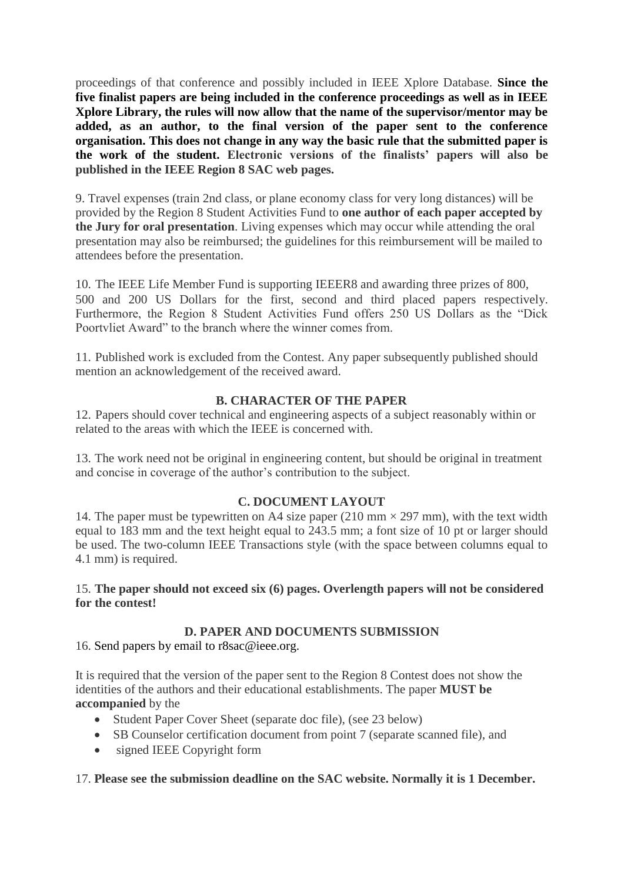proceedings of that conference and possibly included in IEEE Xplore Database. **Since the five finalist papers are being included in the conference proceedings as well as in IEEE Xplore Library, the rules will now allow that the name of the supervisor/mentor may be added, as an author, to the final version of the paper sent to the conference organisation. This does not change in any way the basic rule that the submitted paper is the work of the student.** **Electronic versions of the finalists' papers will also be published in the IEEE Region 8 SAC web pages.**

9. Travel expenses (train 2nd class, or plane economy class for very long distances) will be provided by the Region 8 Student Activities Fund to **one author of each paper accepted by the Jury for oral presentation**. Living expenses which may occur while attending the oral presentation may also be reimbursed; the guidelines for this reimbursement will be mailed to attendees before the presentation.

10. The IEEE Life Member Fund is supporting IEEER8 and awarding three prizes of 800, 500 and 200 US Dollars for the first, second and third placed papers respectively. Furthermore, the Region 8 Student Activities Fund offers 250 US Dollars as the "Dick Poortvliet Award" to the branch where the winner comes from.

11. Published work is excluded from the Contest. Any paper subsequently published should mention an acknowledgement of the received award.

### B. CHARACTER OF THE PAPER

12. Papers should cover technical and engineering aspects of a subject reasonably within or related to the areas with which the IEEE is concerned with.

13. The work need not be original in engineering content, but should be original in treatment and concise in coverage of the author's contribution to the subject.

### C. DOCUMENT LAYOUT

14. The paper must be typewritten on A4 size paper (210 mm × 297 mm), with the text width equal to 183 mm and the text height equal to 243.5 mm; a font size of 10 pt or larger should be used. The two-column IEEE Transactions style (with the space between columns equal to 4.1 mm) is required.

15. **The paper should not exceed six (6) pages. Overlength papers will not be considered for the contest!**

### D. PAPER AND DOCUMENTS SUBMISSION

16. Send papers by email to r8sac@ieee.org.

It is required that the version of the paper sent to the Region 8 Contest does not show the identities of the authors and their educational establishments. The paper **MUST be accompanied** by the

- Student Paper Cover Sheet (separate doc file), (see 23 below)
- SB Counselor certification document from point 7 (separate scanned file), and
- signed IEEE Copyright form

17. **Please see the submission deadline on the SAC website. Normally it is 1 December.**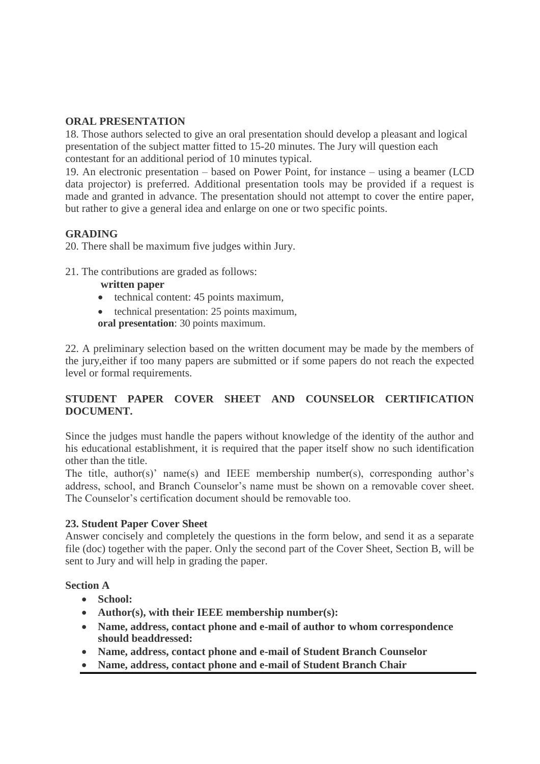**ORAL PRESENTATION**

18. Those authors selected to give an oral presentation should develop a pleasant and logical presentation of the subject matter fitted to 15-20 minutes. The Jury will question each contestant for an additional period of 10 minutes typical.

19. An electronic presentation – based on Power Point, for instance – using a beamer (LCD data projector) is preferred. Additional presentation tools may be provided if a request is made and granted in advance. The presentation should not attempt to cover the entire paper, but rather to give a general idea and enlarge on one or two specific points.

**GRADING**

20. There shall be maximum five judges within Jury.

21. The contributions are graded as follows:

**written paper**

- technical content: 45 points maximum,
- technical presentation: 25 points maximum,

**oral presentation**: 30 points maximum.

22. A preliminary selection based on the written document may be made by the members of the jury,either if too many papers are submitted or if some papers do not reach the expected level or formal requirements.

**STUDENT PAPER COVER SHEET AND COUNSELOR CERTIFICATION DOCUMENT.**

Since the judges must handle the papers without knowledge of the identity of the author and his educational establishment, it is required that the paper itself show no such identification other than the title.

The title, author(s)' name(s) and IEEE membership number(s), corresponding author's address, school, and Branch Counselor's name must be shown on a removable cover sheet. The Counselor's certification document should be removable too.

**23. Student Paper Cover Sheet**

Answer concisely and completely the questions in the form below, and send it as a separate file (doc) together with the paper. Only the second part of the Cover Sheet, Section B, will be sent to Jury and will help in grading the paper.

**Section A**

- **School:**
- **Author(s), with their IEEE membership number(s):**
- **Name, address, contact phone and e-mail of author to whom correspondence should beaddressed:**
- **Name, address, contact phone and e-mail of Student Branch Counselor**
- **Name, address, contact phone and e-mail of Student Branch Chair**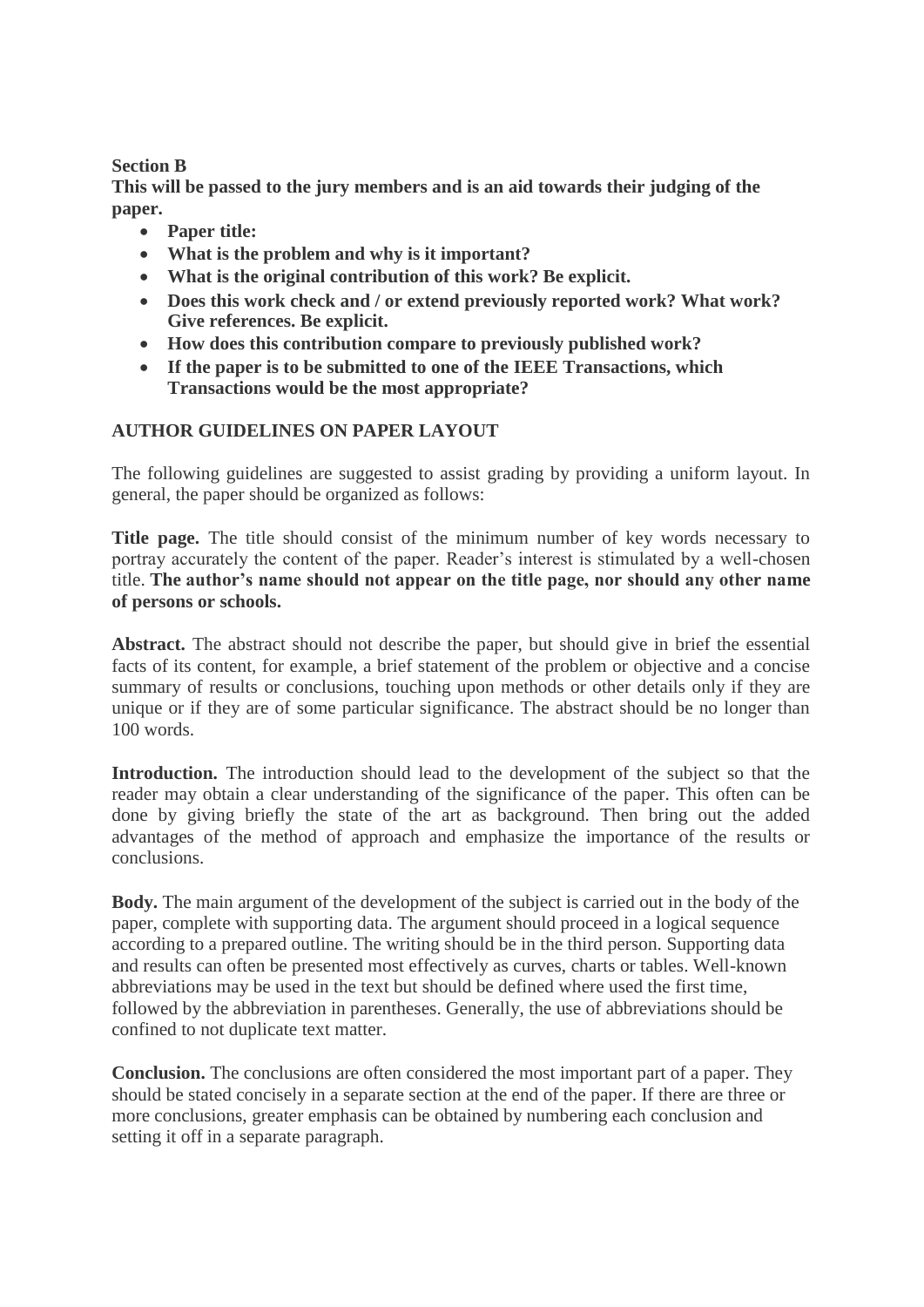**Section B**

**This will be passed to the jury members and is an aid towards their judging of the paper.**

- **Paper title:**
- **What is the problem and why is it important?**
- **What is the original contribution of this work? Be explicit.**
- **Does this work check and / or extend previously reported work? What work? Give references. Be explicit.**
- **How does this contribution compare to previously published work?**
- **If the paper is to be submitted to one of the IEEE Transactions, which Transactions would be the most appropriate?**

## AUTHOR GUIDELINES ON PAPER LAYOUT

The following guidelines are suggested to assist grading by providing a uniform layout. In general, the paper should be organized as follows:

**Title page.** The title should consist of the minimum number of key words necessary to portray accurately the content of the paper. Reader's interest is stimulated by a well-chosen title. **The author's name should not appear on the title page, nor should any other name of persons or schools.**

**Abstract.** The abstract should not describe the paper, but should give in brief the essential facts of its content, for example, a brief statement of the problem or objective and a concise summary of results or conclusions, touching upon methods or other details only if they are unique or if they are of some particular significance. The abstract should be no longer than 100 words.

**Introduction.** The introduction should lead to the development of the subject so that the reader may obtain a clear understanding of the significance of the paper. This often can be done by giving briefly the state of the art as background. Then bring out the added advantages of the method of approach and emphasize the importance of the results or conclusions.

**Body.** The main argument of the development of the subject is carried out in the body of the paper, complete with supporting data. The argument should proceed in a logical sequence according to a prepared outline. The writing should be in the third person. Supporting data and results can often be presented most effectively as curves, charts or tables. Well-known abbreviations may be used in the text but should be defined where used the first time, followed by the abbreviation in parentheses. Generally, the use of abbreviations should be confined to not duplicate text matter.

**Conclusion.** The conclusions are often considered the most important part of a paper. They should be stated concisely in a separate section at the end of the paper. If there are three or more conclusions, greater emphasis can be obtained by numbering each conclusion and setting it off in a separate paragraph.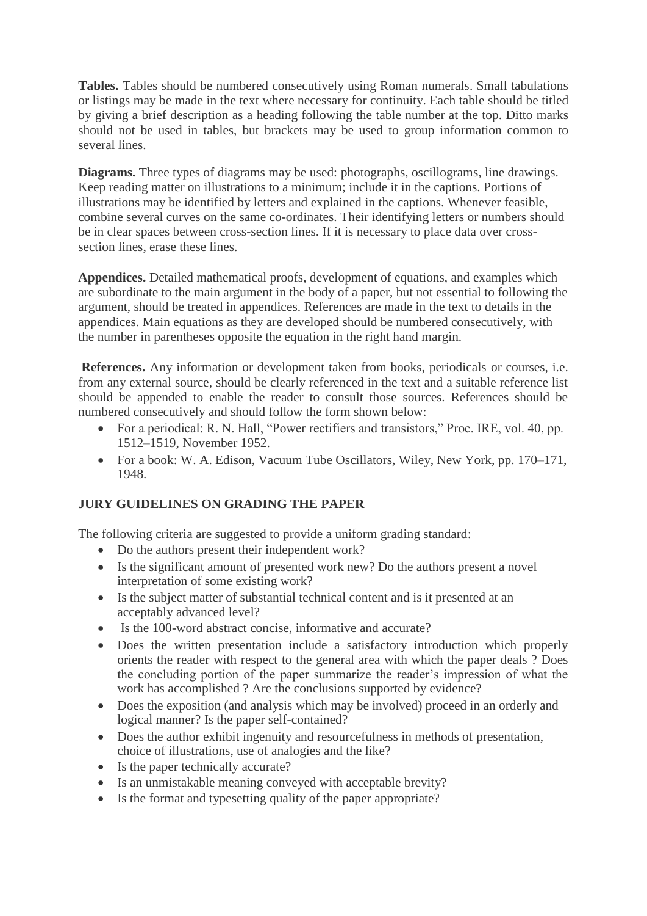**Tables.** Tables should be numbered consecutively using Roman numerals. Small tabulations or listings may be made in the text where necessary for continuity. Each table should be titled by giving a brief description as a heading following the table number at the top. Ditto marks should not be used in tables, but brackets may be used to group information common to several lines.

**Diagrams.** Three types of diagrams may be used: photographs, oscillograms, line drawings. Keep reading matter on illustrations to a minimum; include it in the captions. Portions of illustrations may be identified by letters and explained in the captions. Whenever feasible, combine several curves on the same co-ordinates. Their identifying letters or numbers should be in clear spaces between cross-section lines. If it is necessary to place data over cross-section lines, erase these lines.

**Appendices.** Detailed mathematical proofs, development of equations, and examples which are subordinate to the main argument in the body of a paper, but not essential to following the argument, should be treated in appendices. References are made in the text to details in the appendices. Main equations as they are developed should be numbered consecutively, with the number in parentheses opposite the equation in the right hand margin.

**References.** Any information or development taken from books, periodicals or courses, i.e. from any external source, should be clearly referenced in the text and a suitable reference list should be appended to enable the reader to consult those sources. References should be numbered consecutively and should follow the form shown below:

- For a periodical: R. N. Hall, "Power rectifiers and transistors," Proc. IRE, vol. 40, pp. 1512–1519, November 1952.
- For a book: W. A. Edison, Vacuum Tube Oscillators, Wiley, New York, pp. 170–171, 1948.

## JURY GUIDELINES ON GRADING THE PAPER

The following criteria are suggested to provide a uniform grading standard:

- Do the authors present their independent work?
- Is the significant amount of presented work new? Do the authors present a novel interpretation of some existing work?
- Is the subject matter of substantial technical content and is it presented at an acceptably advanced level?
- Is the 100-word abstract concise, informative and accurate?
- Does the written presentation include a satisfactory introduction which properly orients the reader with respect to the general area with which the paper deals ? Does the concluding portion of the paper summarize the reader's impression of what the work has accomplished ? Are the conclusions supported by evidence?
- Does the exposition (and analysis which may be involved) proceed in an orderly and logical manner? Is the paper self-contained?
- Does the author exhibit ingenuity and resourcefulness in methods of presentation, choice of illustrations, use of analogies and the like?
- Is the paper technically accurate?
- Is an unmistakable meaning conveyed with acceptable brevity?
- Is the format and typesetting quality of the paper appropriate?